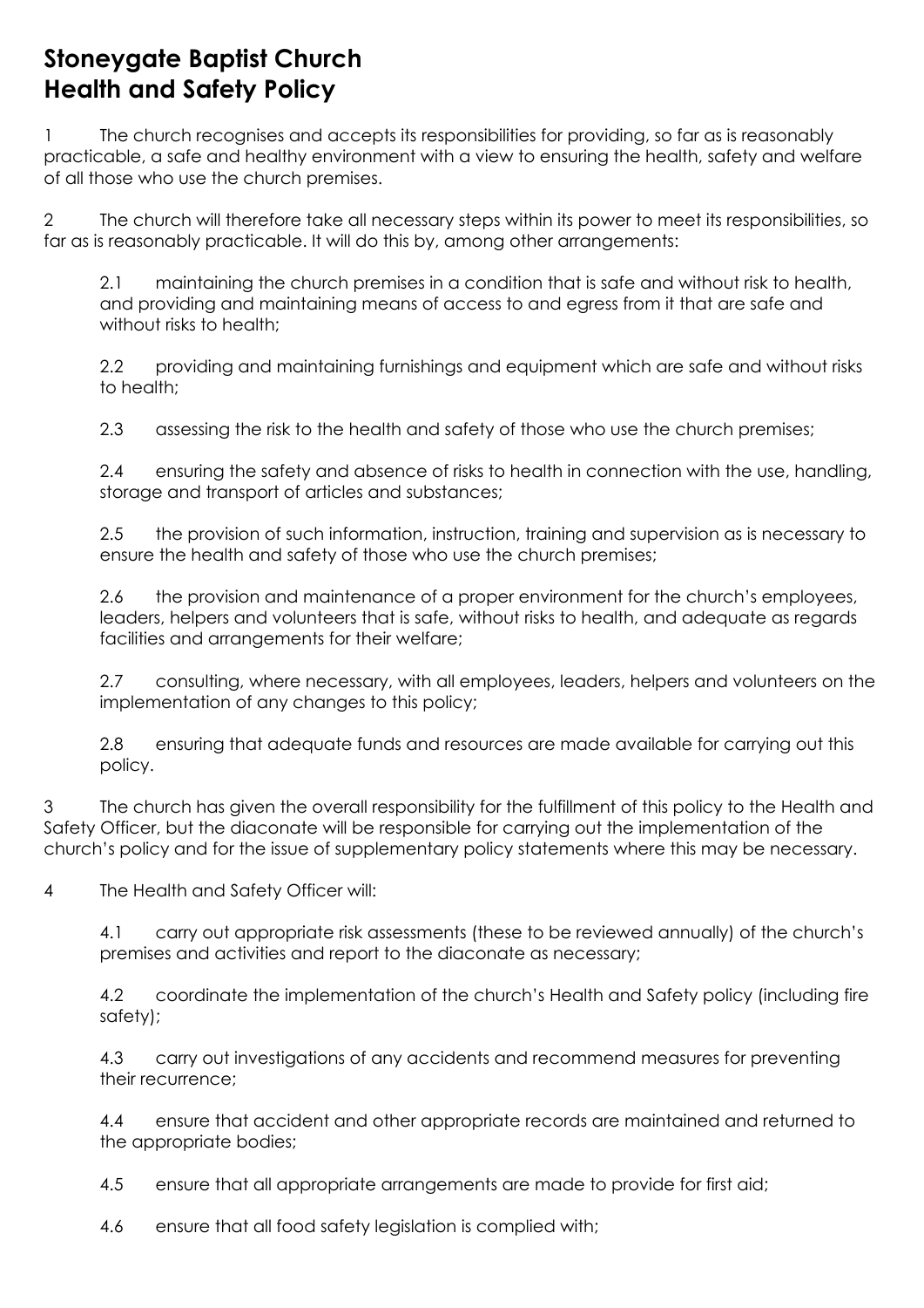# Stoneygate Baptist Church
# Health and Safety Policy

1 The church recognises and accepts its responsibilities for providing, so far as is reasonably practicable, a safe and healthy environment with a view to ensuring the health, safety and welfare of all those who use the church premises.

2 The church will therefore take all necessary steps within its power to meet its responsibilities, so far as is reasonably practicable. It will do this by, among other arrangements:

> 2.1 maintaining the church premises in a condition that is safe and without risk to health, and providing and maintaining means of access to and egress from it that are safe and without risks to health;
>
> 2.2 providing and maintaining furnishings and equipment which are safe and without risks to health;
>
> 2.3 assessing the risk to the health and safety of those who use the church premises;
>
> 2.4 ensuring the safety and absence of risks to health in connection with the use, handling, storage and transport of articles and substances;
>
> 2.5 the provision of such information, instruction, training and supervision as is necessary to ensure the health and safety of those who use the church premises;
>
> 2.6 the provision and maintenance of a proper environment for the church's employees, leaders, helpers and volunteers that is safe, without risks to health, and adequate as regards facilities and arrangements for their welfare;
>
> 2.7 consulting, where necessary, with all employees, leaders, helpers and volunteers on the implementation of any changes to this policy;
>
> 2.8 ensuring that adequate funds and resources are made available for carrying out this policy.

3 The church has given the overall responsibility for the fulfillment of this policy to the Health and Safety Officer, but the diaconate will be responsible for carrying out the implementation of the church's policy and for the issue of supplementary policy statements where this may be necessary.

4 The Health and Safety Officer will:

> 4.1 carry out appropriate risk assessments (these to be reviewed annually) of the church's premises and activities and report to the diaconate as necessary;
>
> 4.2 coordinate the implementation of the church's Health and Safety policy (including fire safety);
>
> 4.3 carry out investigations of any accidents and recommend measures for preventing their recurrence;
>
> 4.4 ensure that accident and other appropriate records are maintained and returned to the appropriate bodies;
>
> 4.5 ensure that all appropriate arrangements are made to provide for first aid;
>
> 4.6 ensure that all food safety legislation is complied with;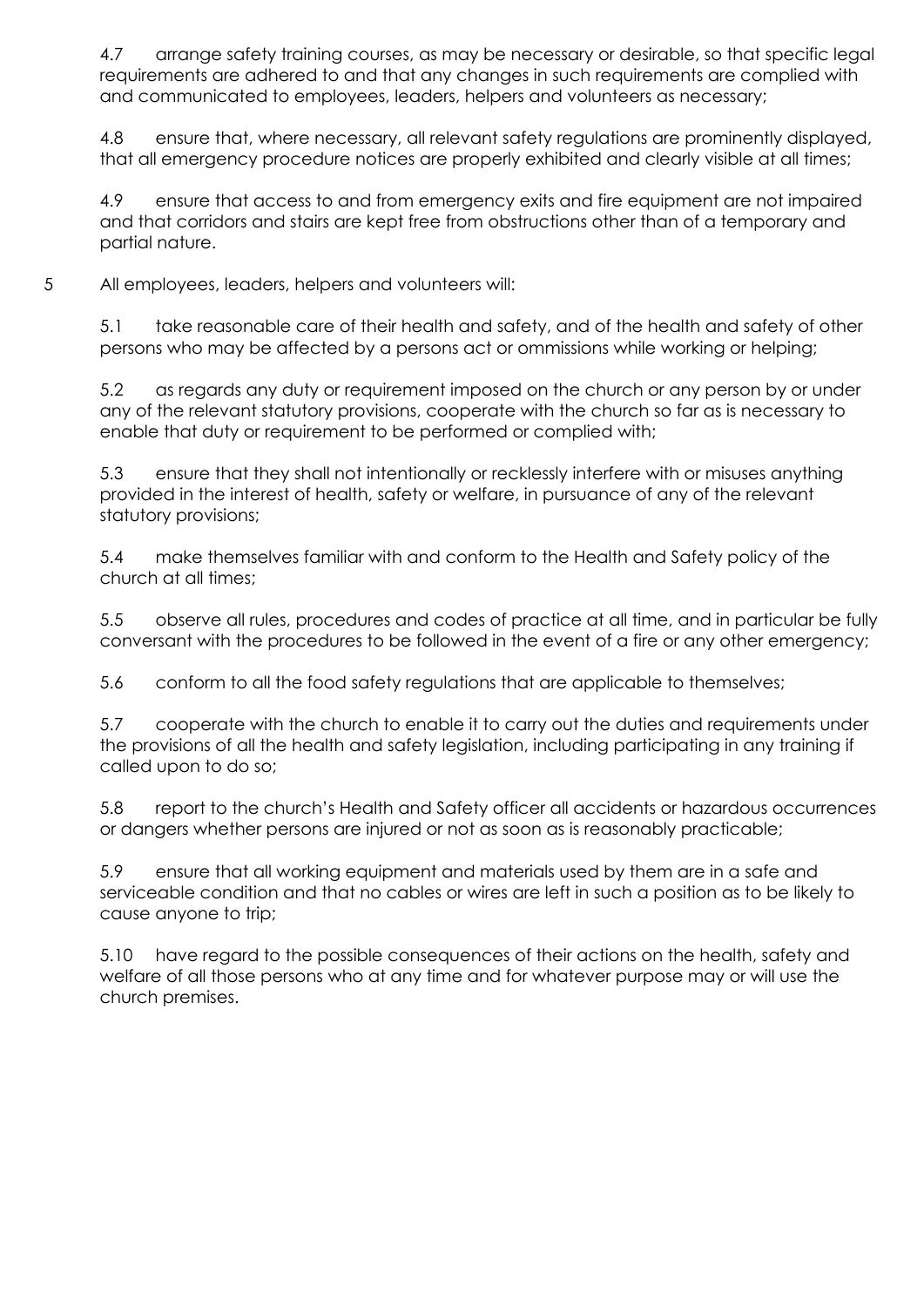4.7 arrange safety training courses, as may be necessary or desirable, so that specific legal requirements are adhered to and that any changes in such requirements are complied with and communicated to employees, leaders, helpers and volunteers as necessary;

4.8 ensure that, where necessary, all relevant safety regulations are prominently displayed, that all emergency procedure notices are properly exhibited and clearly visible at all times;

4.9 ensure that access to and from emergency exits and fire equipment are not impaired and that corridors and stairs are kept free from obstructions other than of a temporary and partial nature.

5 All employees, leaders, helpers and volunteers will:

5.1 take reasonable care of their health and safety, and of the health and safety of other persons who may be affected by a persons act or ommissions while working or helping;

5.2 as regards any duty or requirement imposed on the church or any person by or under any of the relevant statutory provisions, cooperate with the church so far as is necessary to enable that duty or requirement to be performed or complied with;

5.3 ensure that they shall not intentionally or recklessly interfere with or misuses anything provided in the interest of health, safety or welfare, in pursuance of any of the relevant statutory provisions;

5.4 make themselves familiar with and conform to the Health and Safety policy of the church at all times;

5.5 observe all rules, procedures and codes of practice at all time, and in particular be fully conversant with the procedures to be followed in the event of a fire or any other emergency;

5.6 conform to all the food safety regulations that are applicable to themselves;

5.7 cooperate with the church to enable it to carry out the duties and requirements under the provisions of all the health and safety legislation, including participating in any training if called upon to do so;

5.8 report to the church's Health and Safety officer all accidents or hazardous occurrences or dangers whether persons are injured or not as soon as is reasonably practicable;

5.9 ensure that all working equipment and materials used by them are in a safe and serviceable condition and that no cables or wires are left in such a position as to be likely to cause anyone to trip;

5.10 have regard to the possible consequences of their actions on the health, safety and welfare of all those persons who at any time and for whatever purpose may or will use the church premises.